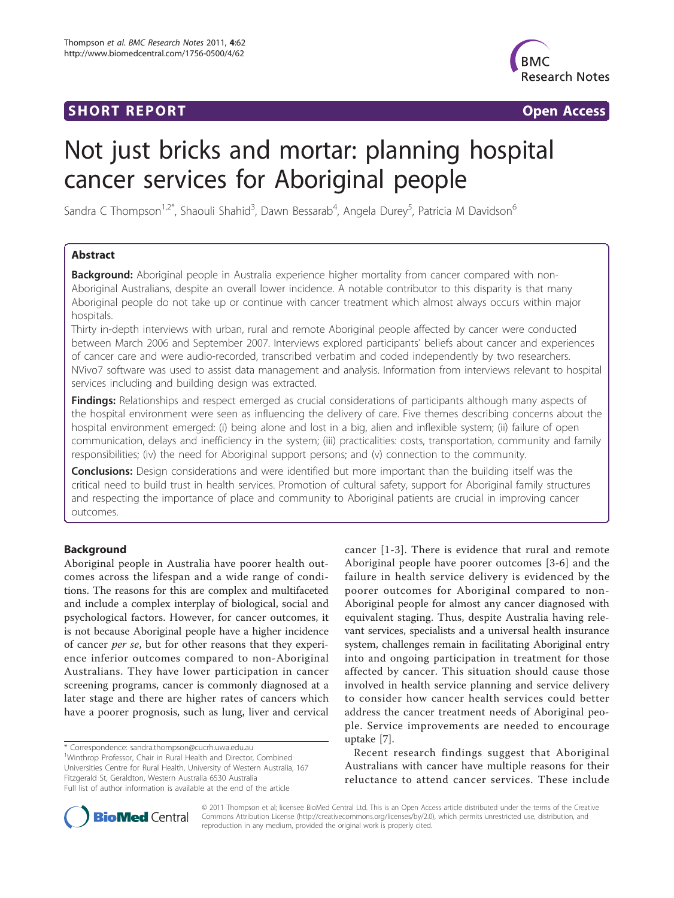SHORT REPORT

Open Access

# Not just bricks and mortar: planning hospital cancer services for Aboriginal people

Sandra C Thompson[1,2*], Shaouli Shahid[3], Dawn Bessarab[4], Angela Durey[5], Patricia M Davidson[6]

## Abstract

**Background:** Aboriginal people in Australia experience higher mortality from cancer compared with non-Aboriginal Australians, despite an overall lower incidence. A notable contributor to this disparity is that many Aboriginal people do not take up or continue with cancer treatment which almost always occurs within major hospitals.

Thirty in-depth interviews with urban, rural and remote Aboriginal people affected by cancer were conducted between March 2006 and September 2007. Interviews explored participants' beliefs about cancer and experiences of cancer care and were audio-recorded, transcribed verbatim and coded independently by two researchers. NVivo7 software was used to assist data management and analysis. Information from interviews relevant to hospital services including and building design was extracted.

**Findings:** Relationships and respect emerged as crucial considerations of participants although many aspects of the hospital environment were seen as influencing the delivery of care. Five themes describing concerns about the hospital environment emerged: (i) being alone and lost in a big, alien and inflexible system; (ii) failure of open communication, delays and inefficiency in the system; (iii) practicalities: costs, transportation, community and family responsibilities; (iv) the need for Aboriginal support persons; and (v) connection to the community.

**Conclusions:** Design considerations and were identified but more important than the building itself was the critical need to build trust in health services. Promotion of cultural safety, support for Aboriginal family structures and respecting the importance of place and community to Aboriginal patients are crucial in improving cancer outcomes.

## Background

Aboriginal people in Australia have poorer health outcomes across the lifespan and a wide range of conditions. The reasons for this are complex and multifaceted and include a complex interplay of biological, social and psychological factors. However, for cancer outcomes, it is not because Aboriginal people have a higher incidence of cancer *per se*, but for other reasons that they experience inferior outcomes compared to non-Aboriginal Australians. They have lower participation in cancer screening programs, cancer is commonly diagnosed at a later stage and there are higher rates of cancers which have a poorer prognosis, such as lung, liver and cervical cancer [1-3]. There is evidence that rural and remote Aboriginal people have poorer outcomes [3-6] and the failure in health service delivery is evidenced by the poorer outcomes for Aboriginal compared to non-Aboriginal people for almost any cancer diagnosed with equivalent staging. Thus, despite Australia having relevant services, specialists and a universal health insurance system, challenges remain in facilitating Aboriginal entry into and ongoing participation in treatment for those affected by cancer. This situation should cause those involved in health service planning and service delivery to consider how cancer health services could better address the cancer treatment needs of Aboriginal people. Service improvements are needed to encourage uptake [7].

Recent research findings suggest that Aboriginal Australians with cancer have multiple reasons for their reluctance to attend cancer services. These include

\* Correspondence: sandra.thompson@cucrh.uwa.edu.au

[1]Winthrop Professor, Chair in Rural Health and Director, Combined Universities Centre for Rural Health, University of Western Australia, 167 Fitzgerald St, Geraldton, Western Australia 6530 Australia

Full list of author information is available at the end of the article

© 2011 Thompson et al; licensee BioMed Central Ltd. This is an Open Access article distributed under the terms of the Creative Commons Attribution License (http://creativecommons.org/licenses/by/2.0), which permits unrestricted use, distribution, and reproduction in any medium, provided the original work is properly cited.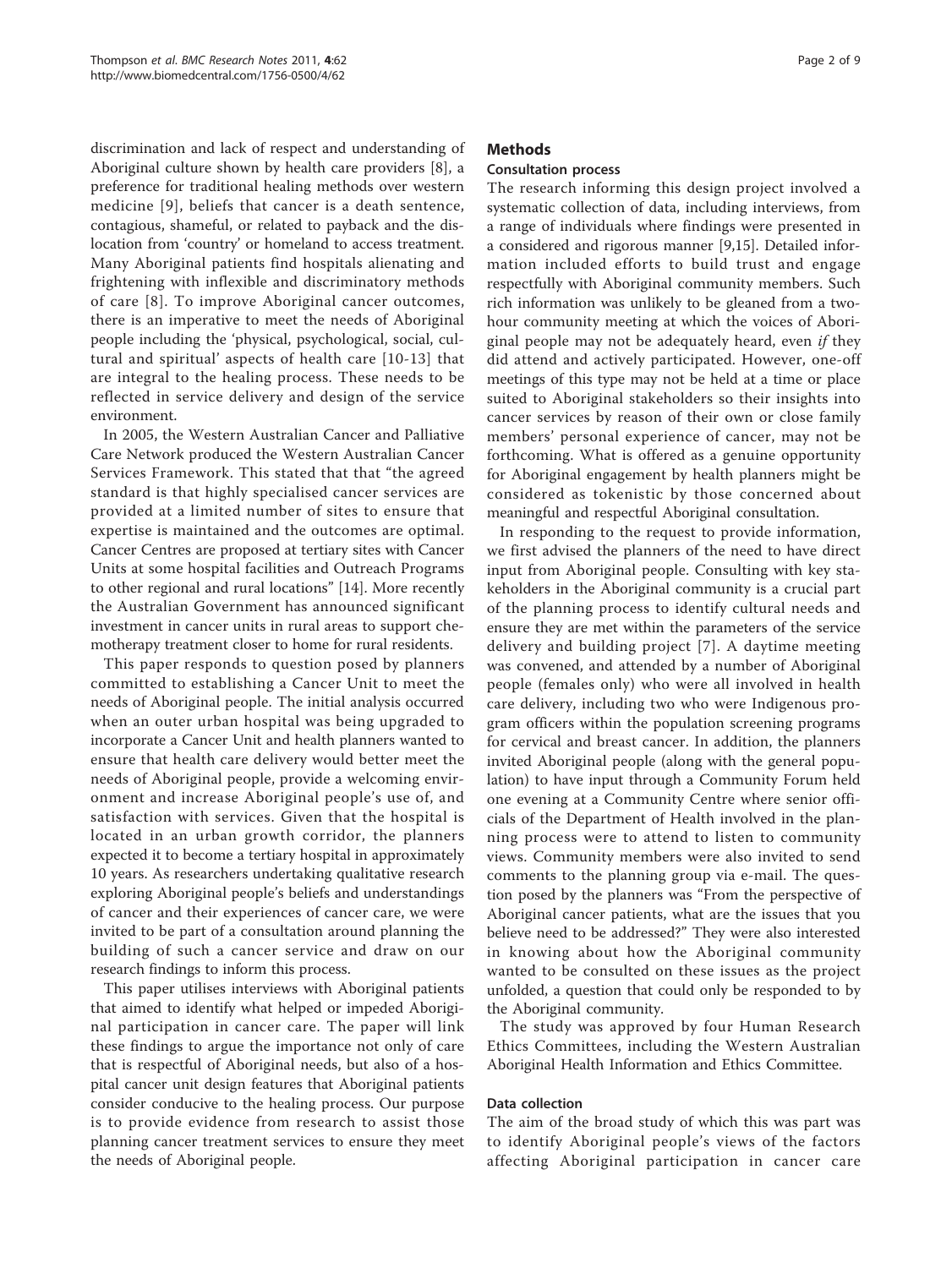discrimination and lack of respect and understanding of Aboriginal culture shown by health care providers [8], a preference for traditional healing methods over western medicine [9], beliefs that cancer is a death sentence, contagious, shameful, or related to payback and the dislocation from 'country' or homeland to access treatment. Many Aboriginal patients find hospitals alienating and frightening with inflexible and discriminatory methods of care [8]. To improve Aboriginal cancer outcomes, there is an imperative to meet the needs of Aboriginal people including the 'physical, psychological, social, cultural and spiritual' aspects of health care [10-13] that are integral to the healing process. These needs to be reflected in service delivery and design of the service environment.

In 2005, the Western Australian Cancer and Palliative Care Network produced the Western Australian Cancer Services Framework. This stated that that "the agreed standard is that highly specialised cancer services are provided at a limited number of sites to ensure that expertise is maintained and the outcomes are optimal. Cancer Centres are proposed at tertiary sites with Cancer Units at some hospital facilities and Outreach Programs to other regional and rural locations" [14]. More recently the Australian Government has announced significant investment in cancer units in rural areas to support chemotherapy treatment closer to home for rural residents.

This paper responds to question posed by planners committed to establishing a Cancer Unit to meet the needs of Aboriginal people. The initial analysis occurred when an outer urban hospital was being upgraded to incorporate a Cancer Unit and health planners wanted to ensure that health care delivery would better meet the needs of Aboriginal people, provide a welcoming environment and increase Aboriginal people's use of, and satisfaction with services. Given that the hospital is located in an urban growth corridor, the planners expected it to become a tertiary hospital in approximately 10 years. As researchers undertaking qualitative research exploring Aboriginal people's beliefs and understandings of cancer and their experiences of cancer care, we were invited to be part of a consultation around planning the building of such a cancer service and draw on our research findings to inform this process.

This paper utilises interviews with Aboriginal patients that aimed to identify what helped or impeded Aboriginal participation in cancer care. The paper will link these findings to argue the importance not only of care that is respectful of Aboriginal needs, but also of a hospital cancer unit design features that Aboriginal patients consider conducive to the healing process. Our purpose is to provide evidence from research to assist those planning cancer treatment services to ensure they meet the needs of Aboriginal people.

## Methods

### Consultation process

The research informing this design project involved a systematic collection of data, including interviews, from a range of individuals where findings were presented in a considered and rigorous manner [9,15]. Detailed information included efforts to build trust and engage respectfully with Aboriginal community members. Such rich information was unlikely to be gleaned from a two-hour community meeting at which the voices of Aboriginal people may not be adequately heard, even *if* they did attend and actively participated. However, one-off meetings of this type may not be held at a time or place suited to Aboriginal stakeholders so their insights into cancer services by reason of their own or close family members' personal experience of cancer, may not be forthcoming. What is offered as a genuine opportunity for Aboriginal engagement by health planners might be considered as tokenistic by those concerned about meaningful and respectful Aboriginal consultation.

In responding to the request to provide information, we first advised the planners of the need to have direct input from Aboriginal people. Consulting with key stakeholders in the Aboriginal community is a crucial part of the planning process to identify cultural needs and ensure they are met within the parameters of the service delivery and building project [7]. A daytime meeting was convened, and attended by a number of Aboriginal people (females only) who were all involved in health care delivery, including two who were Indigenous program officers within the population screening programs for cervical and breast cancer. In addition, the planners invited Aboriginal people (along with the general population) to have input through a Community Forum held one evening at a Community Centre where senior officials of the Department of Health involved in the planning process were to attend to listen to community views. Community members were also invited to send comments to the planning group via e-mail. The question posed by the planners was "From the perspective of Aboriginal cancer patients, what are the issues that you believe need to be addressed?" They were also interested in knowing about how the Aboriginal community wanted to be consulted on these issues as the project unfolded, a question that could only be responded to by the Aboriginal community.

The study was approved by four Human Research Ethics Committees, including the Western Australian Aboriginal Health Information and Ethics Committee.

### Data collection

The aim of the broad study of which this was part was to identify Aboriginal people's views of the factors affecting Aboriginal participation in cancer care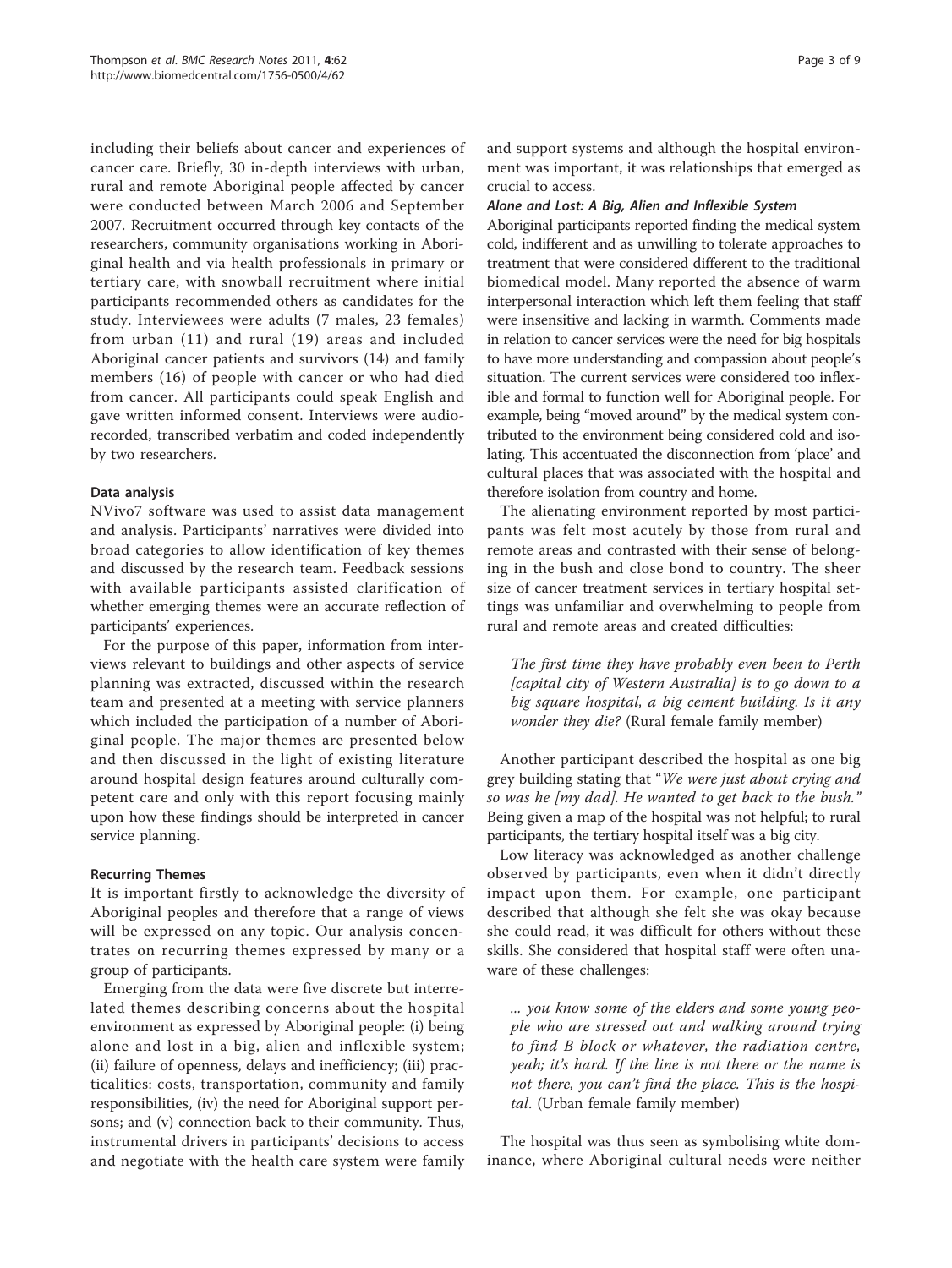including their beliefs about cancer and experiences of cancer care. Briefly, 30 in-depth interviews with urban, rural and remote Aboriginal people affected by cancer were conducted between March 2006 and September 2007. Recruitment occurred through key contacts of the researchers, community organisations working in Aboriginal health and via health professionals in primary or tertiary care, with snowball recruitment where initial participants recommended others as candidates for the study. Interviewees were adults (7 males, 23 females) from urban (11) and rural (19) areas and included Aboriginal cancer patients and survivors (14) and family members (16) of people with cancer or who had died from cancer. All participants could speak English and gave written informed consent. Interviews were audio-recorded, transcribed verbatim and coded independently by two researchers.

### Data analysis

NVivo7 software was used to assist data management and analysis. Participants' narratives were divided into broad categories to allow identification of key themes and discussed by the research team. Feedback sessions with available participants assisted clarification of whether emerging themes were an accurate reflection of participants' experiences.

For the purpose of this paper, information from interviews relevant to buildings and other aspects of service planning was extracted, discussed within the research team and presented at a meeting with service planners which included the participation of a number of Aboriginal people. The major themes are presented below and then discussed in the light of existing literature around hospital design features around culturally competent care and only with this report focusing mainly upon how these findings should be interpreted in cancer service planning.

### Recurring Themes

It is important firstly to acknowledge the diversity of Aboriginal peoples and therefore that a range of views will be expressed on any topic. Our analysis concentrates on recurring themes expressed by many or a group of participants.

Emerging from the data were five discrete but interrelated themes describing concerns about the hospital environment as expressed by Aboriginal people: (i) being alone and lost in a big, alien and inflexible system; (ii) failure of openness, delays and inefficiency; (iii) practicalities: costs, transportation, community and family responsibilities, (iv) the need for Aboriginal support persons; and (v) connection back to their community. Thus, instrumental drivers in participants' decisions to access and negotiate with the health care system were family and support systems and although the hospital environment was important, it was relationships that emerged as crucial to access.

#### *Alone and Lost: A Big, Alien and Inflexible System*

Aboriginal participants reported finding the medical system cold, indifferent and as unwilling to tolerate approaches to treatment that were considered different to the traditional biomedical model. Many reported the absence of warm interpersonal interaction which left them feeling that staff were insensitive and lacking in warmth. Comments made in relation to cancer services were the need for big hospitals to have more understanding and compassion about people's situation. The current services were considered too inflexible and formal to function well for Aboriginal people. For example, being "moved around" by the medical system contributed to the environment being considered cold and isolating. This accentuated the disconnection from 'place' and cultural places that was associated with the hospital and therefore isolation from country and home.

The alienating environment reported by most participants was felt most acutely by those from rural and remote areas and contrasted with their sense of belonging in the bush and close bond to country. The sheer size of cancer treatment services in tertiary hospital settings was unfamiliar and overwhelming to people from rural and remote areas and created difficulties:

> *The first time they have probably even been to Perth [capital city of Western Australia] is to go down to a big square hospital, a big cement building. Is it any wonder they die?* (Rural female family member)

Another participant described the hospital as one big grey building stating that "*We were just about crying and so was he [my dad]. He wanted to get back to the bush.*" Being given a map of the hospital was not helpful; to rural participants, the tertiary hospital itself was a big city.

Low literacy was acknowledged as another challenge observed by participants, even when it didn't directly impact upon them. For example, one participant described that although she felt she was okay because she could read, it was difficult for others without these skills. She considered that hospital staff were often unaware of these challenges:

> *... you know some of the elders and some young people who are stressed out and walking around trying to find B block or whatever, the radiation centre, yeah; it's hard. If the line is not there or the name is not there, you can't find the place. This is the hospital.* (Urban female family member)

The hospital was thus seen as symbolising white dominance, where Aboriginal cultural needs were neither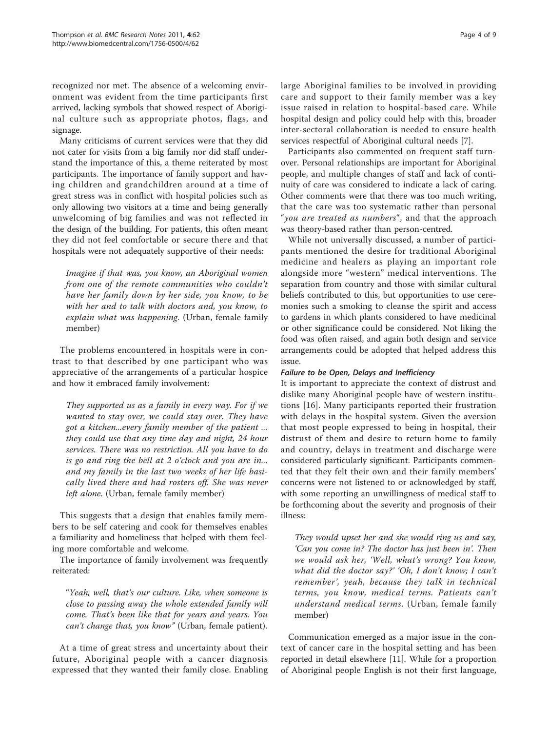recognized nor met. The absence of a welcoming environment was evident from the time participants first arrived, lacking symbols that showed respect of Aboriginal culture such as appropriate photos, flags, and signage.

Many criticisms of current services were that they did not cater for visits from a big family nor did staff understand the importance of this, a theme reiterated by most participants. The importance of family support and having children and grandchildren around at a time of great stress was in conflict with hospital policies such as only allowing two visitors at a time and being generally unwelcoming of big families and was not reflected in the design of the building. For patients, this often meant they did not feel comfortable or secure there and that hospitals were not adequately supportive of their needs:

> *Imagine if that was, you know, an Aboriginal women from one of the remote communities who couldn't have her family down by her side, you know, to be with her and to talk with doctors and, you know, to explain what was happening.* (Urban, female family member)

The problems encountered in hospitals were in contrast to that described by one participant who was appreciative of the arrangements of a particular hospice and how it embraced family involvement:

> *They supported us as a family in every way. For if we wanted to stay over, we could stay over. They have got a kitchen...every family member of the patient ... they could use that any time day and night, 24 hour services. There was no restriction. All you have to do is go and ring the bell at 2 o'clock and you are in... and my family in the last two weeks of her life basically lived there and had rosters off. She was never left alone.* (Urban, female family member)

This suggests that a design that enables family members to be self catering and cook for themselves enables a familiarity and homeliness that helped with them feeling more comfortable and welcome.

The importance of family involvement was frequently reiterated:

> "*Yeah, well, that's our culture. Like, when someone is close to passing away the whole extended family will come. That's been like that for years and years. You can't change that, you know*" (Urban, female patient).

At a time of great stress and uncertainty about their future, Aboriginal people with a cancer diagnosis expressed that they wanted their family close. Enabling large Aboriginal families to be involved in providing care and support to their family member was a key issue raised in relation to hospital-based care. While hospital design and policy could help with this, broader inter-sectoral collaboration is needed to ensure health services respectful of Aboriginal cultural needs [7].

Participants also commented on frequent staff turnover. Personal relationships are important for Aboriginal people, and multiple changes of staff and lack of continuity of care was considered to indicate a lack of caring. Other comments were that there was too much writing, that the care was too systematic rather than personal "*you are treated as numbers*", and that the approach was theory-based rather than person-centred.

While not universally discussed, a number of participants mentioned the desire for traditional Aboriginal medicine and healers as playing an important role alongside more "western" medical interventions. The separation from country and those with similar cultural beliefs contributed to this, but opportunities to use ceremonies such a smoking to cleanse the spirit and access to gardens in which plants considered to have medicinal or other significance could be considered. Not liking the food was often raised, and again both design and service arrangements could be adopted that helped address this issue.

#### *Failure to be Open, Delays and Inefficiency*

It is important to appreciate the context of distrust and dislike many Aboriginal people have of western institutions [16]. Many participants reported their frustration with delays in the hospital system. Given the aversion that most people expressed to being in hospital, their distrust of them and desire to return home to family and country, delays in treatment and discharge were considered particularly significant. Participants commented that they felt their own and their family members' concerns were not listened to or acknowledged by staff, with some reporting an unwillingness of medical staff to be forthcoming about the severity and prognosis of their illness:

> *They would upset her and she would ring us and say, 'Can you come in? The doctor has just been in'. Then we would ask her, 'Well, what's wrong? You know, what did the doctor say?' 'Oh, I don't know; I can't remember', yeah, because they talk in technical terms, you know, medical terms. Patients can't understand medical terms.* (Urban, female family member)

Communication emerged as a major issue in the context of cancer care in the hospital setting and has been reported in detail elsewhere [11]. While for a proportion of Aboriginal people English is not their first language,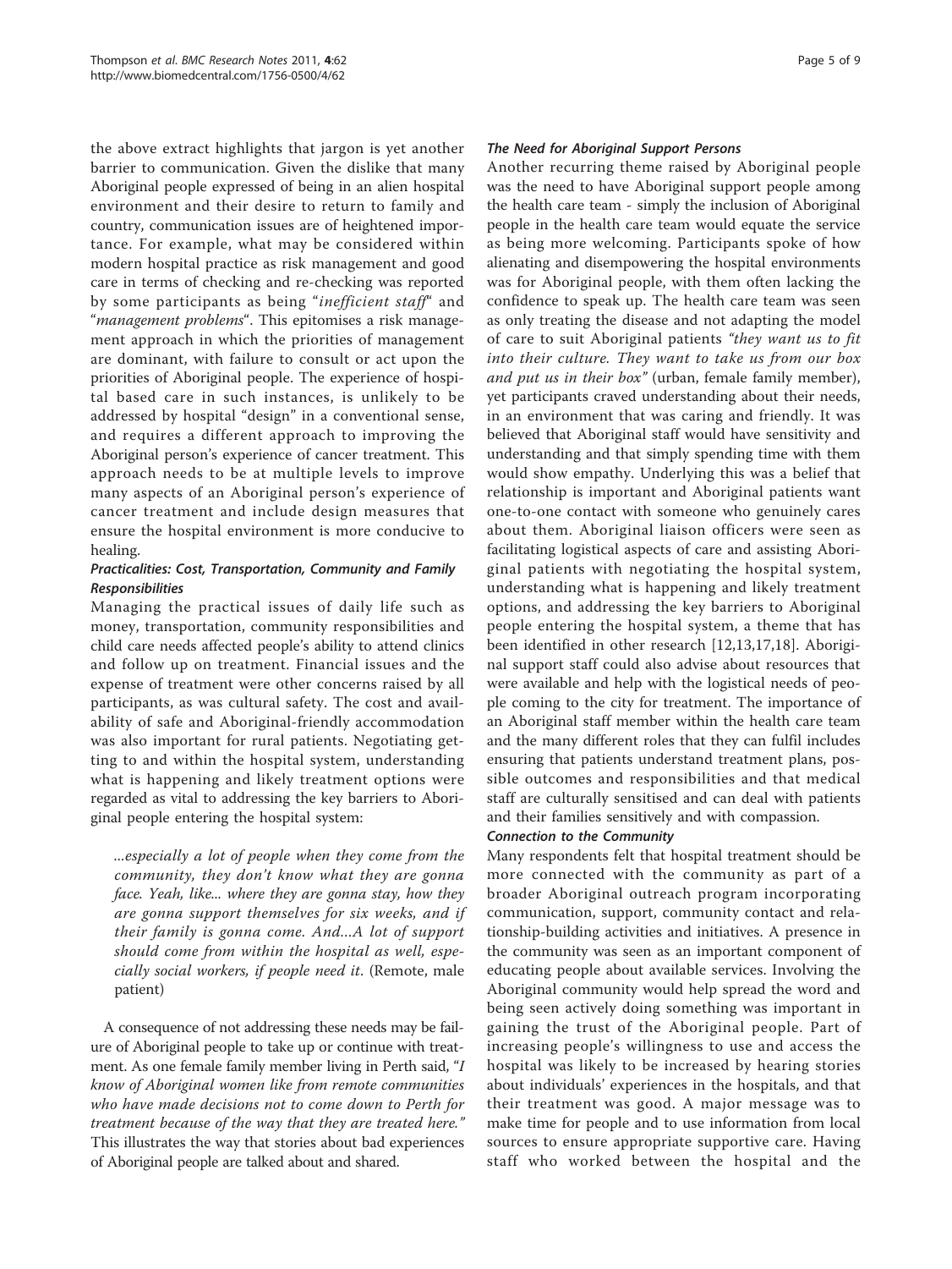the above extract highlights that jargon is yet another barrier to communication. Given the dislike that many Aboriginal people expressed of being in an alien hospital environment and their desire to return to family and country, communication issues are of heightened importance. For example, what may be considered within modern hospital practice as risk management and good care in terms of checking and re-checking was reported by some participants as being "*inefficient staff*" and "*management problems*". This epitomises a risk management approach in which the priorities of management are dominant, with failure to consult or act upon the priorities of Aboriginal people. The experience of hospital based care in such instances, is unlikely to be addressed by hospital "design" in a conventional sense, and requires a different approach to improving the Aboriginal person's experience of cancer treatment. This approach needs to be at multiple levels to improve many aspects of an Aboriginal person's experience of cancer treatment and include design measures that ensure the hospital environment is more conducive to healing.

#### Practicalities: Cost, Transportation, Community and Family Responsibilities

Managing the practical issues of daily life such as money, transportation, community responsibilities and child care needs affected people's ability to attend clinics and follow up on treatment. Financial issues and the expense of treatment were other concerns raised by all participants, as was cultural safety. The cost and availability of safe and Aboriginal-friendly accommodation was also important for rural patients. Negotiating getting to and within the hospital system, understanding what is happening and likely treatment options were regarded as vital to addressing the key barriers to Aboriginal people entering the hospital system:

> *...especially a lot of people when they come from the community, they don't know what they are gonna face. Yeah, like... where they are gonna stay, how they are gonna support themselves for six weeks, and if their family is gonna come. And...A lot of support should come from within the hospital as well, especially social workers, if people need it.* (Remote, male patient)

A consequence of not addressing these needs may be failure of Aboriginal people to take up or continue with treatment. As one female family member living in Perth said, "*I know of Aboriginal women like from remote communities who have made decisions not to come down to Perth for treatment because of the way that they are treated here.*" This illustrates the way that stories about bad experiences of Aboriginal people are talked about and shared.

#### The Need for Aboriginal Support Persons

Another recurring theme raised by Aboriginal people was the need to have Aboriginal support people among the health care team - simply the inclusion of Aboriginal people in the health care team would equate the service as being more welcoming. Participants spoke of how alienating and disempowering the hospital environments was for Aboriginal people, with them often lacking the confidence to speak up. The health care team was seen as only treating the disease and not adapting the model of care to suit Aboriginal patients *"they want us to fit into their culture. They want to take us from our box and put us in their box"* (urban, female family member), yet participants craved understanding about their needs, in an environment that was caring and friendly. It was believed that Aboriginal staff would have sensitivity and understanding and that simply spending time with them would show empathy. Underlying this was a belief that relationship is important and Aboriginal patients want one-to-one contact with someone who genuinely cares about them. Aboriginal liaison officers were seen as facilitating logistical aspects of care and assisting Aboriginal patients with negotiating the hospital system, understanding what is happening and likely treatment options, and addressing the key barriers to Aboriginal people entering the hospital system, a theme that has been identified in other research [12,13,17,18]. Aboriginal support staff could also advise about resources that were available and help with the logistical needs of people coming to the city for treatment. The importance of an Aboriginal staff member within the health care team and the many different roles that they can fulfil includes ensuring that patients understand treatment plans, possible outcomes and responsibilities and that medical staff are culturally sensitised and can deal with patients and their families sensitively and with compassion.

#### Connection to the Community

Many respondents felt that hospital treatment should be more connected with the community as part of a broader Aboriginal outreach program incorporating communication, support, community contact and relationship-building activities and initiatives. A presence in the community was seen as an important component of educating people about available services. Involving the Aboriginal community would help spread the word and being seen actively doing something was important in gaining the trust of the Aboriginal people. Part of increasing people's willingness to use and access the hospital was likely to be increased by hearing stories about individuals' experiences in the hospitals, and that their treatment was good. A major message was to make time for people and to use information from local sources to ensure appropriate supportive care. Having staff who worked between the hospital and the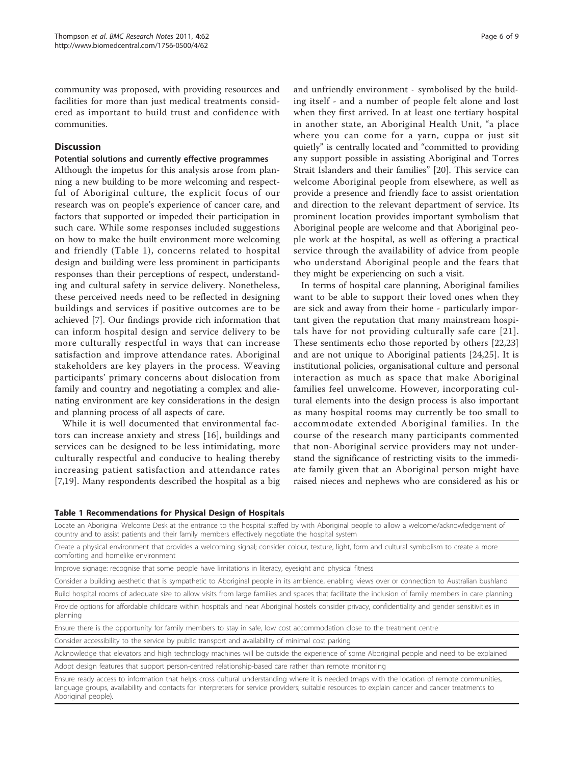community was proposed, with providing resources and facilities for more than just medical treatments considered as important to build trust and confidence with communities.

## Discussion

### Potential solutions and currently effective programmes

Although the impetus for this analysis arose from planning a new building to be more welcoming and respectful of Aboriginal culture, the explicit focus of our research was on people's experience of cancer care, and factors that supported or impeded their participation in such care. While some responses included suggestions on how to make the built environment more welcoming and friendly (Table 1), concerns related to hospital design and building were less prominent in participants responses than their perceptions of respect, understanding and cultural safety in service delivery. Nonetheless, these perceived needs need to be reflected in designing buildings and services if positive outcomes are to be achieved [7]. Our findings provide rich information that can inform hospital design and service delivery to be more culturally respectful in ways that can increase satisfaction and improve attendance rates. Aboriginal stakeholders are key players in the process. Weaving participants' primary concerns about dislocation from family and country and negotiating a complex and alienating environment are key considerations in the design and planning process of all aspects of care.

While it is well documented that environmental factors can increase anxiety and stress [16], buildings and services can be designed to be less intimidating, more culturally respectful and conducive to healing thereby increasing patient satisfaction and attendance rates [7,19]. Many respondents described the hospital as a big and unfriendly environment - symbolised by the building itself - and a number of people felt alone and lost when they first arrived. In at least one tertiary hospital in another state, an Aboriginal Health Unit, "a place where you can come for a yarn, cuppa or just sit quietly" is centrally located and "committed to providing any support possible in assisting Aboriginal and Torres Strait Islanders and their families" [20]. This service can welcome Aboriginal people from elsewhere, as well as provide a presence and friendly face to assist orientation and direction to the relevant department of service. Its prominent location provides important symbolism that Aboriginal people are welcome and that Aboriginal people work at the hospital, as well as offering a practical service through the availability of advice from people who understand Aboriginal people and the fears that they might be experiencing on such a visit.

In terms of hospital care planning, Aboriginal families want to be able to support their loved ones when they are sick and away from their home - particularly important given the reputation that many mainstream hospitals have for not providing culturally safe care [21]. These sentiments echo those reported by others [22,23] and are not unique to Aboriginal patients [24,25]. It is institutional policies, organisational culture and personal interaction as much as space that make Aboriginal families feel unwelcome. However, incorporating cultural elements into the design process is also important as many hospital rooms may currently be too small to accommodate extended Aboriginal families. In the course of the research many participants commented that non-Aboriginal service providers may not understand the significance of restricting visits to the immediate family given that an Aboriginal person might have raised nieces and nephews who are considered as his or

**Table 1 Recommendations for Physical Design of Hospitals**

| |
|---|
| Locate an Aboriginal Welcome Desk at the entrance to the hospital staffed by with Aboriginal people to allow a welcome/acknowledgement of country and to assist patients and their family members effectively negotiate the hospital system |
| Create a physical environment that provides a welcoming signal; consider colour, texture, light, form and cultural symbolism to create a more comforting and homelike environment |
| Improve signage: recognise that some people have limitations in literacy, eyesight and physical fitness |
| Consider a building aesthetic that is sympathetic to Aboriginal people in its ambience, enabling views over or connection to Australian bushland |
| Build hospital rooms of adequate size to allow visits from large families and spaces that facilitate the inclusion of family members in care planning |
| Provide options for affordable childcare within hospitals and near Aboriginal hostels consider privacy, confidentiality and gender sensitivities in planning |
| Ensure there is the opportunity for family members to stay in safe, low cost accommodation close to the treatment centre |
| Consider accessibility to the service by public transport and availability of minimal cost parking |
| Acknowledge that elevators and high technology machines will be outside the experience of some Aboriginal people and need to be explained |
| Adopt design features that support person-centred relationship-based care rather than remote monitoring |
| Ensure ready access to information that helps cross cultural understanding where it is needed (maps with the location of remote communities, language groups, availability and contacts for interpreters for service providers; suitable resources to explain cancer and cancer treatments to Aboriginal people). |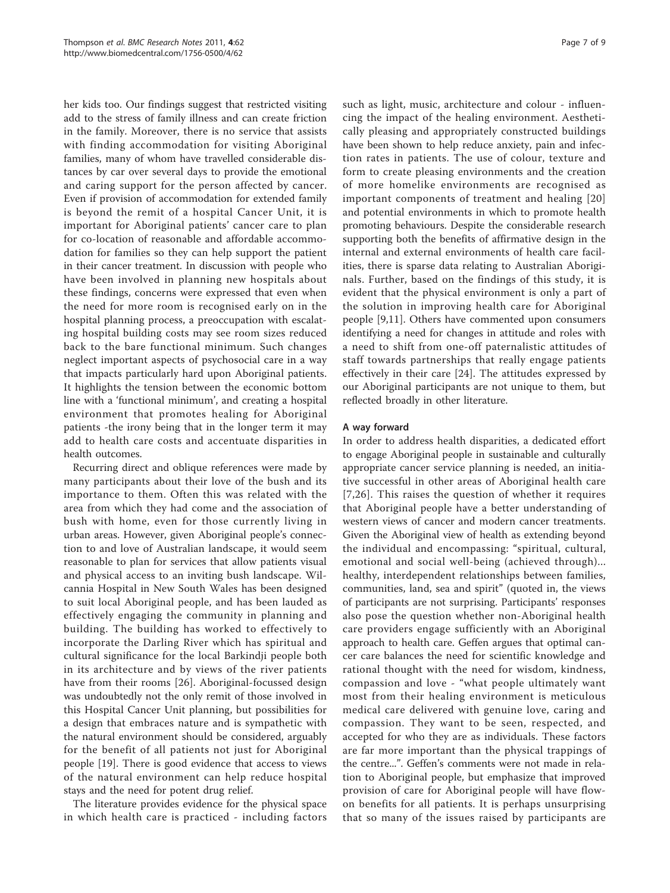her kids too. Our findings suggest that restricted visiting add to the stress of family illness and can create friction in the family. Moreover, there is no service that assists with finding accommodation for visiting Aboriginal families, many of whom have travelled considerable distances by car over several days to provide the emotional and caring support for the person affected by cancer. Even if provision of accommodation for extended family is beyond the remit of a hospital Cancer Unit, it is important for Aboriginal patients' cancer care to plan for co-location of reasonable and affordable accommodation for families so they can help support the patient in their cancer treatment. In discussion with people who have been involved in planning new hospitals about these findings, concerns were expressed that even when the need for more room is recognised early on in the hospital planning process, a preoccupation with escalating hospital building costs may see room sizes reduced back to the bare functional minimum. Such changes neglect important aspects of psychosocial care in a way that impacts particularly hard upon Aboriginal patients. It highlights the tension between the economic bottom line with a 'functional minimum', and creating a hospital environment that promotes healing for Aboriginal patients -the irony being that in the longer term it may add to health care costs and accentuate disparities in health outcomes.

Recurring direct and oblique references were made by many participants about their love of the bush and its importance to them. Often this was related with the area from which they had come and the association of bush with home, even for those currently living in urban areas. However, given Aboriginal people's connection to and love of Australian landscape, it would seem reasonable to plan for services that allow patients visual and physical access to an inviting bush landscape. Wilcannia Hospital in New South Wales has been designed to suit local Aboriginal people, and has been lauded as effectively engaging the community in planning and building. The building has worked to effectively to incorporate the Darling River which has spiritual and cultural significance for the local Barkindji people both in its architecture and by views of the river patients have from their rooms [26]. Aboriginal-focussed design was undoubtedly not the only remit of those involved in this Hospital Cancer Unit planning, but possibilities for a design that embraces nature and is sympathetic with the natural environment should be considered, arguably for the benefit of all patients not just for Aboriginal people [19]. There is good evidence that access to views of the natural environment can help reduce hospital stays and the need for potent drug relief.

The literature provides evidence for the physical space in which health care is practiced - including factors such as light, music, architecture and colour - influencing the impact of the healing environment. Aesthetically pleasing and appropriately constructed buildings have been shown to help reduce anxiety, pain and infection rates in patients. The use of colour, texture and form to create pleasing environments and the creation of more homelike environments are recognised as important components of treatment and healing [20] and potential environments in which to promote health promoting behaviours. Despite the considerable research supporting both the benefits of affirmative design in the internal and external environments of health care facilities, there is sparse data relating to Australian Aboriginals. Further, based on the findings of this study, it is evident that the physical environment is only a part of the solution in improving health care for Aboriginal people [9,11]. Others have commented upon consumers identifying a need for changes in attitude and roles with a need to shift from one-off paternalistic attitudes of staff towards partnerships that really engage patients effectively in their care [24]. The attitudes expressed by our Aboriginal participants are not unique to them, but reflected broadly in other literature.

#### A way forward

In order to address health disparities, a dedicated effort to engage Aboriginal people in sustainable and culturally appropriate cancer service planning is needed, an initiative successful in other areas of Aboriginal health care [7,26]. This raises the question of whether it requires that Aboriginal people have a better understanding of western views of cancer and modern cancer treatments. Given the Aboriginal view of health as extending beyond the individual and encompassing: "spiritual, cultural, emotional and social well-being (achieved through)... healthy, interdependent relationships between families, communities, land, sea and spirit" (quoted in, the views of participants are not surprising. Participants' responses also pose the question whether non-Aboriginal health care providers engage sufficiently with an Aboriginal approach to health care. Geffen argues that optimal cancer care balances the need for scientific knowledge and rational thought with the need for wisdom, kindness, compassion and love - "what people ultimately want most from their healing environment is meticulous medical care delivered with genuine love, caring and compassion. They want to be seen, respected, and accepted for who they are as individuals. These factors are far more important than the physical trappings of the centre...". Geffen's comments were not made in relation to Aboriginal people, but emphasize that improved provision of care for Aboriginal people will have flow-on benefits for all patients. It is perhaps unsurprising that so many of the issues raised by participants are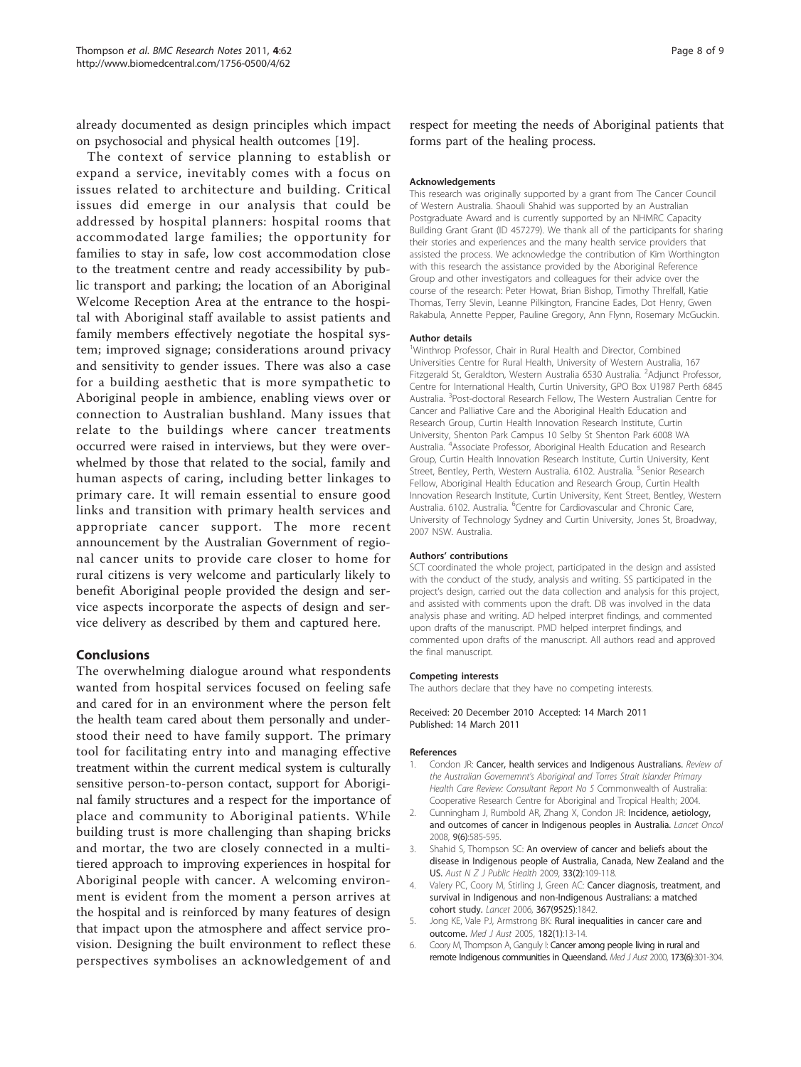already documented as design principles which impact on psychosocial and physical health outcomes [19].

The context of service planning to establish or expand a service, inevitably comes with a focus on issues related to architecture and building. Critical issues did emerge in our analysis that could be addressed by hospital planners: hospital rooms that accommodated large families; the opportunity for families to stay in safe, low cost accommodation close to the treatment centre and ready accessibility by public transport and parking; the location of an Aboriginal Welcome Reception Area at the entrance to the hospital with Aboriginal staff available to assist patients and family members effectively negotiate the hospital system; improved signage; considerations around privacy and sensitivity to gender issues. There was also a case for a building aesthetic that is more sympathetic to Aboriginal people in ambience, enabling views over or connection to Australian bushland. Many issues that relate to the buildings where cancer treatments occurred were raised in interviews, but they were overwhelmed by those that related to the social, family and human aspects of caring, including better linkages to primary care. It will remain essential to ensure good links and transition with primary health services and appropriate cancer support. The more recent announcement by the Australian Government of regional cancer units to provide care closer to home for rural citizens is very welcome and particularly likely to benefit Aboriginal people provided the design and service aspects incorporate the aspects of design and service delivery as described by them and captured here.

## Conclusions

The overwhelming dialogue around what respondents wanted from hospital services focused on feeling safe and cared for in an environment where the person felt the health team cared about them personally and understood their need to have family support. The primary tool for facilitating entry into and managing effective treatment within the current medical system is culturally sensitive person-to-person contact, support for Aboriginal family structures and a respect for the importance of place and community to Aboriginal patients. While building trust is more challenging than shaping bricks and mortar, the two are closely connected in a multi-tiered approach to improving experiences in hospital for Aboriginal people with cancer. A welcoming environment is evident from the moment a person arrives at the hospital and is reinforced by many features of design that impact upon the atmosphere and affect service provision. Designing the built environment to reflect these perspectives symbolises an acknowledgement of and respect for meeting the needs of Aboriginal patients that forms part of the healing process.

#### Acknowledgements

This research was originally supported by a grant from The Cancer Council of Western Australia. Shaouli Shahid was supported by an Australian Postgraduate Award and is currently supported by an NHMRC Capacity Building Grant Grant (ID 457279). We thank all of the participants for sharing their stories and experiences and the many health service providers that assisted the process. We acknowledge the contribution of Kim Worthington with this research the assistance provided by the Aboriginal Reference Group and other investigators and colleagues for their advice over the course of the research: Peter Howat, Brian Bishop, Timothy Threlfall, Katie Thomas, Terry Slevin, Leanne Pilkington, Francine Eades, Dot Henry, Gwen Rakabula, Annette Pepper, Pauline Gregory, Ann Flynn, Rosemary McGuckin.

#### Author details

[1]Winthrop Professor, Chair in Rural Health and Director, Combined Universities Centre for Rural Health, University of Western Australia, 167 Fitzgerald St, Geraldton, Western Australia 6530 Australia. [2]Adjunct Professor, Centre for International Health, Curtin University, GPO Box U1987 Perth 6845 Australia. [3]Post-doctoral Research Fellow, The Western Australian Centre for Cancer and Palliative Care and the Aboriginal Health Education and Research Group, Curtin Health Innovation Research Institute, Curtin University, Shenton Park Campus 10 Selby St Shenton Park 6008 WA Australia. [4]Associate Professor, Aboriginal Health Education and Research Group, Curtin Health Innovation Research Institute, Curtin University, Kent Street, Bentley, Perth, Western Australia. 6102. Australia. [5]Senior Research Fellow, Aboriginal Health Education and Research Group, Curtin Health Innovation Research Institute, Curtin University, Kent Street, Bentley, Western Australia. 6102. Australia. [6]Centre for Cardiovascular and Chronic Care, University of Technology Sydney and Curtin University, Jones St, Broadway, 2007 NSW. Australia.

#### Authors' contributions

SCT coordinated the whole project, participated in the design and assisted with the conduct of the study, analysis and writing. SS participated in the project's design, carried out the data collection and analysis for this project, and assisted with comments upon the draft. DB was involved in the data analysis phase and writing. AD helped interpret findings, and commented upon drafts of the manuscript. PMD helped interpret findings, and commented upon drafts of the manuscript. All authors read and approved the final manuscript.

#### Competing interests

The authors declare that they have no competing interests.

Received: 20 December 2010 Accepted: 14 March 2011
Published: 14 March 2011

#### References

1. Condon JR: **Cancer, health services and Indigenous Australians.** *Review of the Australian Governemnt's Aboriginal and Torres Strait Islander Primary Health Care Review: Consultant Report No 5* Commonwealth of Australia: Cooperative Research Centre for Aboriginal and Tropical Health; 2004.
2. Cunningham J, Rumbold AR, Zhang X, Condon JR: **Incidence, aetiology, and outcomes of cancer in Indigenous peoples in Australia.** *Lancet Oncol* 2008, **9(6)**:585-595.
3. Shahid S, Thompson SC: **An overview of cancer and beliefs about the disease in Indigenous people of Australia, Canada, New Zealand and the US.** *Aust N Z J Public Health* 2009, **33(2)**:109-118.
4. Valery PC, Coory M, Stirling J, Green AC: **Cancer diagnosis, treatment, and survival in Indigenous and non-Indigenous Australians: a matched cohort study.** *Lancet* 2006, **367(9525)**:1842.
5. Jong KE, Vale PJ, Armstrong BK: **Rural inequalities in cancer care and outcome.** *Med J Aust* 2005, **182(1)**:13-14.
6. Coory M, Thompson A, Ganguly I: **Cancer among people living in rural and remote Indigenous communities in Queensland.** *Med J Aust* 2000, **173(6)**:301-304.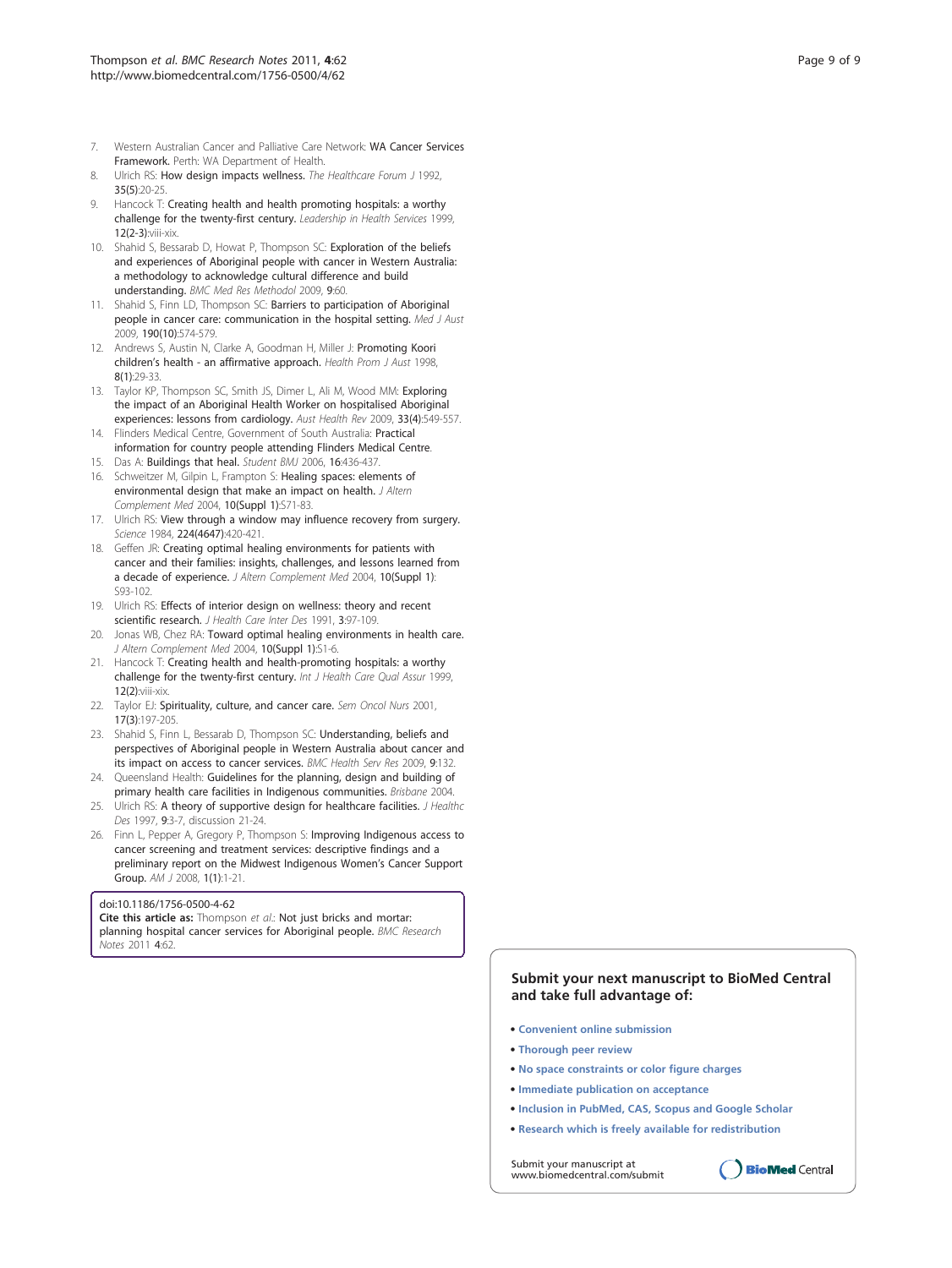7. Western Australian Cancer and Palliative Care Network: **WA Cancer Services Framework.** Perth: WA Department of Health.
8. Ulrich RS: **How design impacts wellness.** *The Healthcare Forum J* 1992, **35(5)**:20-25.
9. Hancock T: **Creating health and health promoting hospitals: a worthy challenge for the twenty-first century.** *Leadership in Health Services* 1999, **12(2-3)**:viii-xix.
10. Shahid S, Bessarab D, Howat P, Thompson SC: **Exploration of the beliefs and experiences of Aboriginal people with cancer in Western Australia: a methodology to acknowledge cultural difference and build understanding.** *BMC Med Res Methodol* 2009, **9**:60.
11. Shahid S, Finn LD, Thompson SC: **Barriers to participation of Aboriginal people in cancer care: communication in the hospital setting.** *Med J Aust* 2009, **190(10)**:574-579.
12. Andrews S, Austin N, Clarke A, Goodman H, Miller J: **Promoting Koori children's health - an affirmative approach.** *Health Prom J Aust* 1998, **8(1)**:29-33.
13. Taylor KP, Thompson SC, Smith JS, Dimer L, Ali M, Wood MM: **Exploring the impact of an Aboriginal Health Worker on hospitalised Aboriginal experiences: lessons from cardiology.** *Aust Health Rev* 2009, **33(4)**:549-557.
14. Flinders Medical Centre, Government of South Australia: **Practical information for country people attending Flinders Medical Centre**.
15. Das A: **Buildings that heal.** *Student BMJ* 2006, **16**:436-437.
16. Schweitzer M, Gilpin L, Frampton S: **Healing spaces: elements of environmental design that make an impact on health.** *J Altern Complement Med* 2004, **10(Suppl 1)**:S71-83.
17. Ulrich RS: **View through a window may influence recovery from surgery.** *Science* 1984, **224(4647)**:420-421.
18. Geffen JR: **Creating optimal healing environments for patients with cancer and their families: insights, challenges, and lessons learned from a decade of experience.** *J Altern Complement Med* 2004, **10(Suppl 1)**: S93-102.
19. Ulrich RS: **Effects of interior design on wellness: theory and recent scientific research.** *J Health Care Inter Des* 1991, **3**:97-109.
20. Jonas WB, Chez RA: **Toward optimal healing environments in health care.** *J Altern Complement Med* 2004, **10(Suppl 1)**:S1-6.
21. Hancock T: **Creating health and health-promoting hospitals: a worthy challenge for the twenty-first century.** *Int J Health Care Qual Assur* 1999, **12(2)**:viii-xix.
22. Taylor EJ: **Spirituality, culture, and cancer care.** *Sem Oncol Nurs* 2001, **17(3)**:197-205.
23. Shahid S, Finn L, Bessarab D, Thompson SC: **Understanding, beliefs and perspectives of Aboriginal people in Western Australia about cancer and its impact on access to cancer services.** *BMC Health Serv Res* 2009, **9**:132.
24. Queensland Health: **Guidelines for the planning, design and building of primary health care facilities in Indigenous communities.** *Brisbane* 2004.
25. Ulrich RS: **A theory of supportive design for healthcare facilities.** *J Healthc Des* 1997, **9**:3-7, discussion 21-24.
26. Finn L, Pepper A, Gregory P, Thompson S: **Improving Indigenous access to cancer screening and treatment services: descriptive findings and a preliminary report on the Midwest Indigenous Women's Cancer Support Group.** *AM J* 2008, **1(1)**:1-21.

doi:10.1186/1756-0500-4-62

**Cite this article as:** Thompson *et al.*: Not just bricks and mortar: planning hospital cancer services for Aboriginal people. *BMC Research Notes* 2011 **4**:62.

**Submit your next manuscript to BioMed Central and take full advantage of:**

- **Convenient online submission**
- **Thorough peer review**
- **No space constraints or color figure charges**
- **Immediate publication on acceptance**
- **Inclusion in PubMed, CAS, Scopus and Google Scholar**
- **Research which is freely available for redistribution**

Submit your manuscript at www.biomedcentral.com/submit

BioMed Central